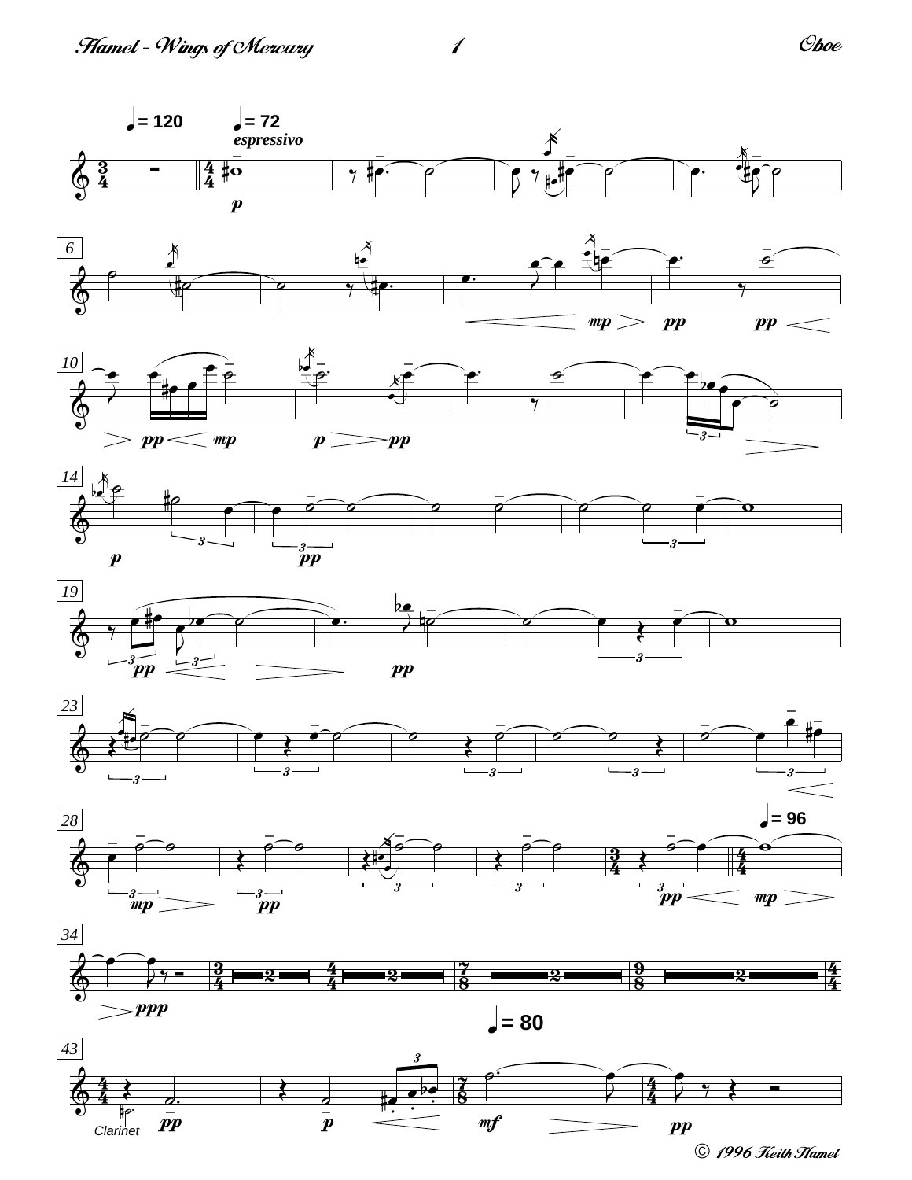# Hamel - Wings of Mercury

## Oboe

© 1996 Keith Hamel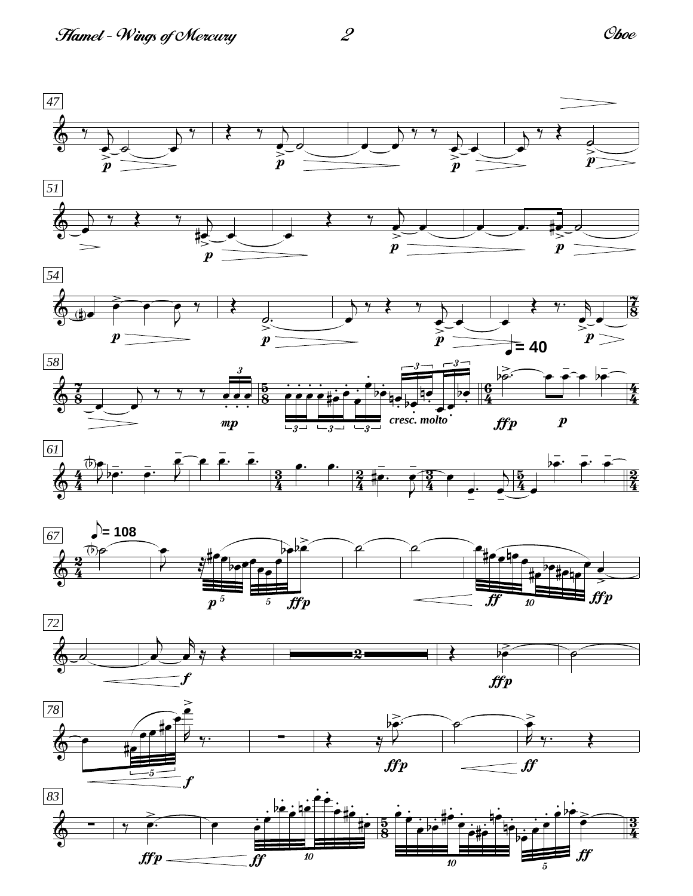47

51

54

58

*mp* *cresc. molto* *ffp* *p*

♩= 40

61

67

♪= 108

72

78

83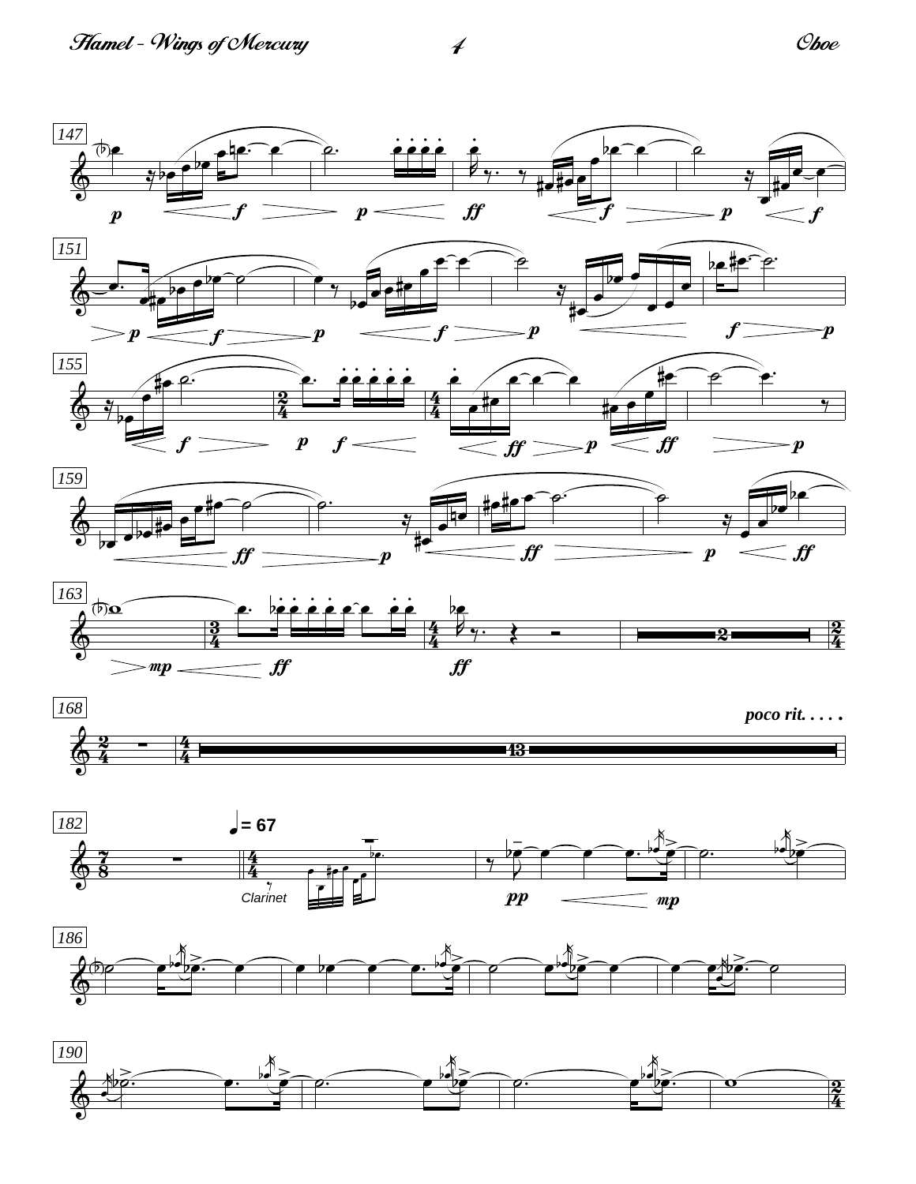*poco rit. . . . .*

♩= 67

*Clarinet*